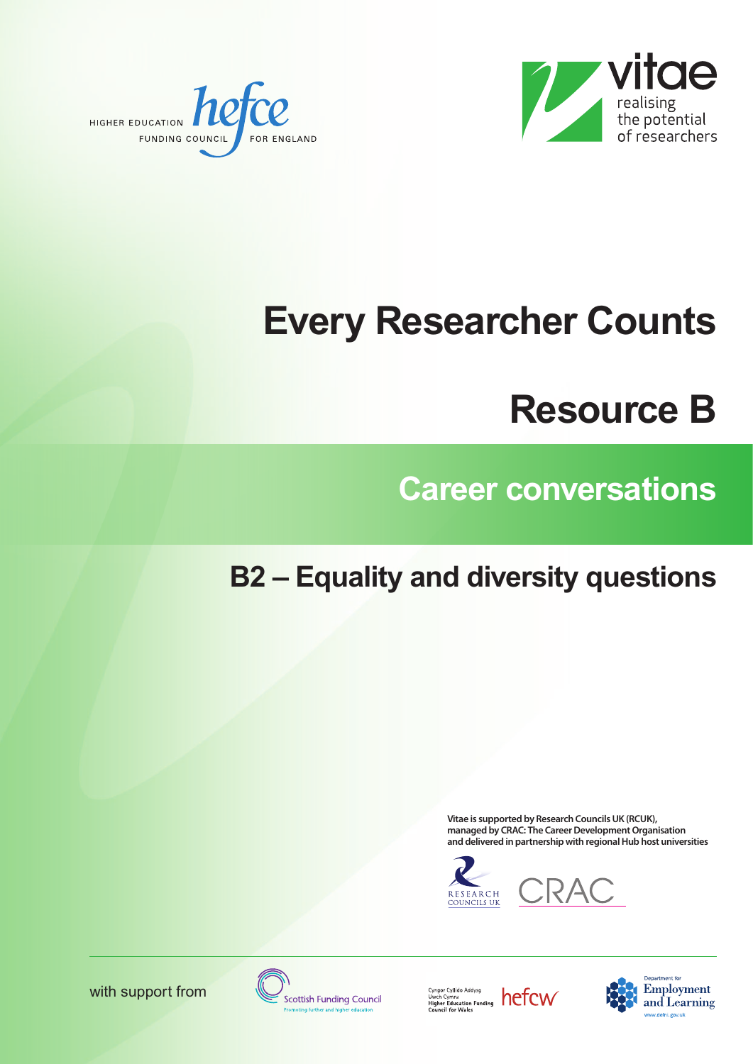HIGHER EDUCATION FUNDING COUNCIL FOR ENGLAND

vitae realising the potential of researchers

# Every Researcher Counts

# Resource B

## Career conversations

## B2 – Equality and diversity questions

**Vitae is supported by Research Councils UK (RCUK), managed by CRAC: The Career Development Organisation and delivered in partnership with regional Hub host universities**

with support from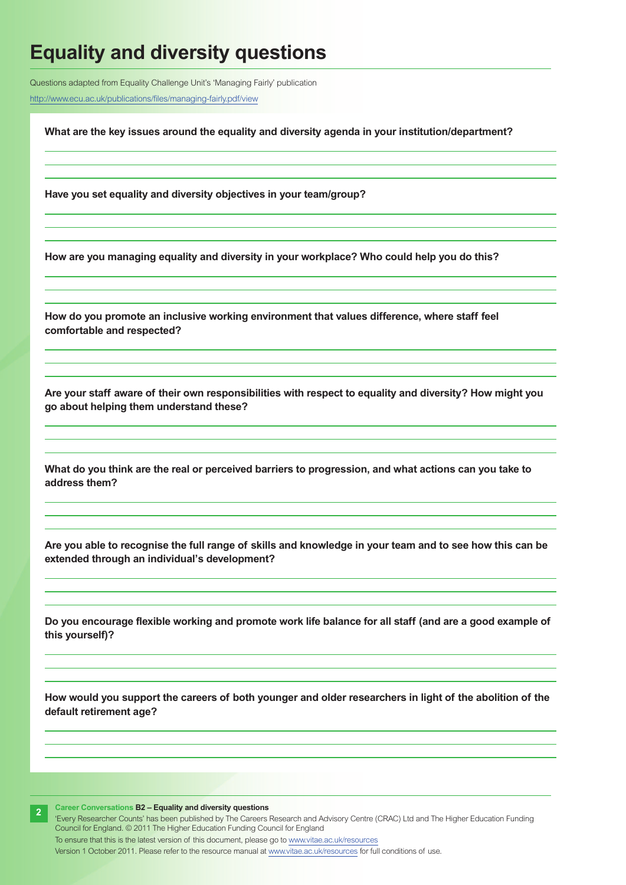# Equality and diversity questions

Questions adapted from Equality Challenge Unit's 'Managing Fairly' publication
http://www.ecu.ac.uk/publications/files/managing-fairly.pdf/view

**What are the key issues around the equality and diversity agenda in your institution/department?**

**Have you set equality and diversity objectives in your team/group?**

**How are you managing equality and diversity in your workplace? Who could help you do this?**

**How do you promote an inclusive working environment that values difference, where staff feel comfortable and respected?**

**Are your staff aware of their own responsibilities with respect to equality and diversity? How might you go about helping them understand these?**

**What do you think are the real or perceived barriers to progression, and what actions can you take to address them?**

**Are you able to recognise the full range of skills and knowledge in your team and to see how this can be extended through an individual's development?**

**Do you encourage flexible working and promote work life balance for all staff (and are a good example of this yourself)?**

**How would you support the careers of both younger and older researchers in light of the abolition of the default retirement age?**

Career Conversations **B2 – Equality and diversity questions**
'Every Researcher Counts' has been published by The Careers Research and Advisory Centre (CRAC) Ltd and The Higher Education Funding Council for England. © 2011 The Higher Education Funding Council for England
To ensure that this is the latest version of this document, please go to www.vitae.ac.uk/resources
Version 1 October 2011. Please refer to the resource manual at www.vitae.ac.uk/resources for full conditions of use.